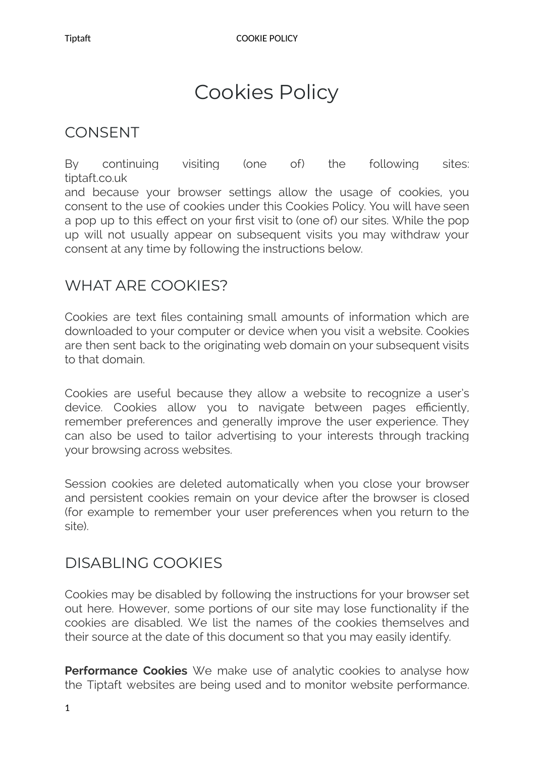# Cookies Policy

## CONSENT

By continuing visiting (one of) the following sites: tiptaft.co.uk
and because your browser settings allow the usage of cookies, you consent to the use of cookies under this Cookies Policy. You will have seen a pop up to this effect on your first visit to (one of) our sites. While the pop up will not usually appear on subsequent visits you may withdraw your consent at any time by following the instructions below.

## WHAT ARE COOKIES?

Cookies are text files containing small amounts of information which are downloaded to your computer or device when you visit a website. Cookies are then sent back to the originating web domain on your subsequent visits to that domain.

Cookies are useful because they allow a website to recognize a user's device. Cookies allow you to navigate between pages efficiently, remember preferences and generally improve the user experience. They can also be used to tailor advertising to your interests through tracking your browsing across websites.

Session cookies are deleted automatically when you close your browser and persistent cookies remain on your device after the browser is closed (for example to remember your user preferences when you return to the site).

## DISABLING COOKIES

Cookies may be disabled by following the instructions for your browser set out here. However, some portions of our site may lose functionality if the cookies are disabled. We list the names of the cookies themselves and their source at the date of this document so that you may easily identify.

**Performance Cookies** We make use of analytic cookies to analyse how the Tiptaft websites are being used and to monitor website performance.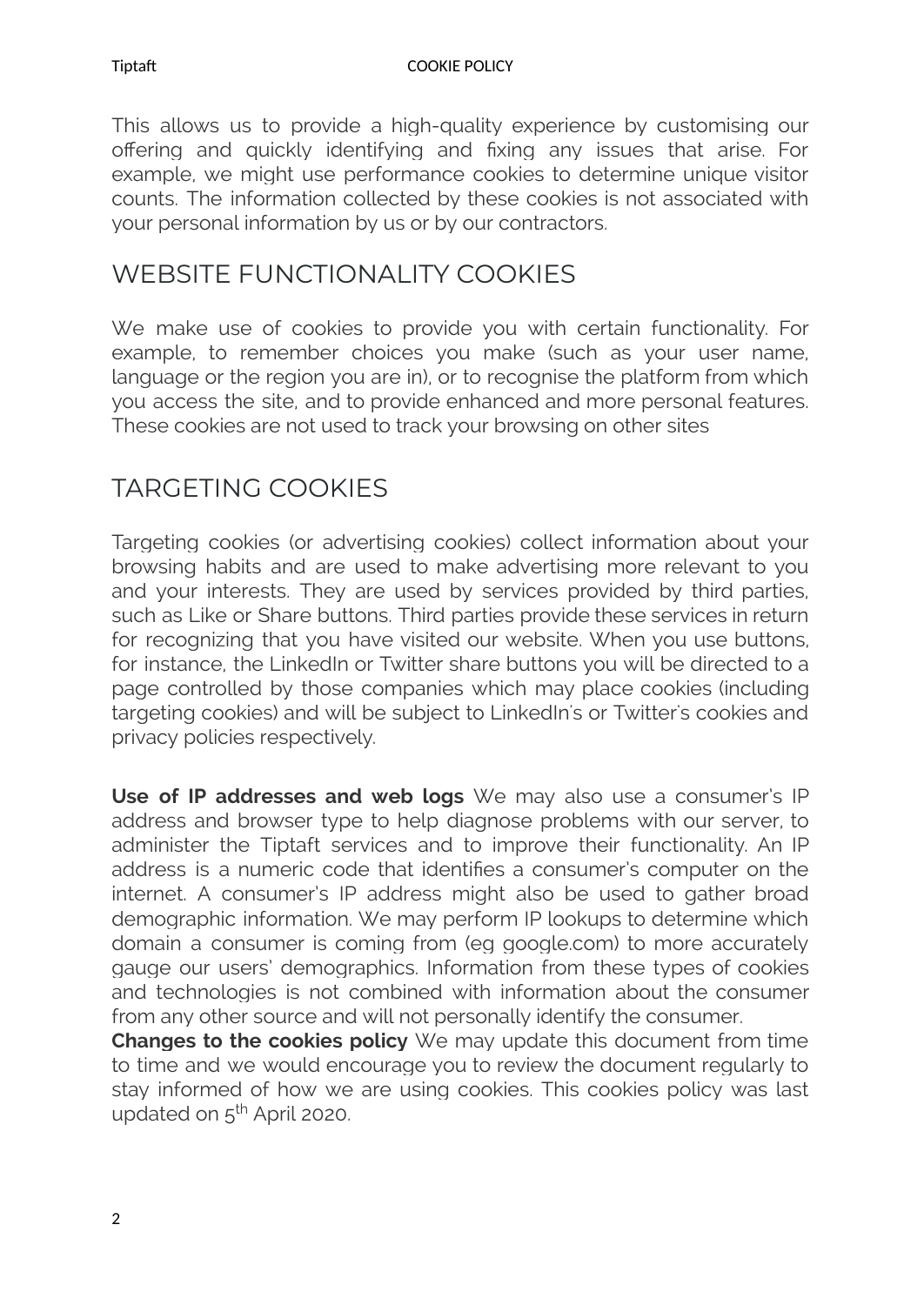This allows us to provide a high-quality experience by customising our offering and quickly identifying and fixing any issues that arise. For example, we might use performance cookies to determine unique visitor counts. The information collected by these cookies is not associated with your personal information by us or by our contractors.

## WEBSITE FUNCTIONALITY COOKIES

We make use of cookies to provide you with certain functionality. For example, to remember choices you make (such as your user name, language or the region you are in), or to recognise the platform from which you access the site, and to provide enhanced and more personal features. These cookies are not used to track your browsing on other sites

## TARGETING COOKIES

Targeting cookies (or advertising cookies) collect information about your browsing habits and are used to make advertising more relevant to you and your interests. They are used by services provided by third parties, such as Like or Share buttons. Third parties provide these services in return for recognizing that you have visited our website. When you use buttons, for instance, the LinkedIn or Twitter share buttons you will be directed to a page controlled by those companies which may place cookies (including targeting cookies) and will be subject to LinkedIn's or Twitter's cookies and privacy policies respectively.

**Use of IP addresses and web logs** We may also use a consumer's IP address and browser type to help diagnose problems with our server, to administer the Tiptaft services and to improve their functionality. An IP address is a numeric code that identifies a consumer's computer on the internet. A consumer's IP address might also be used to gather broad demographic information. We may perform IP lookups to determine which domain a consumer is coming from (eg google.com) to more accurately gauge our users' demographics. Information from these types of cookies and technologies is not combined with information about the consumer from any other source and will not personally identify the consumer.

**Changes to the cookies policy** We may update this document from time to time and we would encourage you to review the document regularly to stay informed of how we are using cookies. This cookies policy was last updated on 5th April 2020.